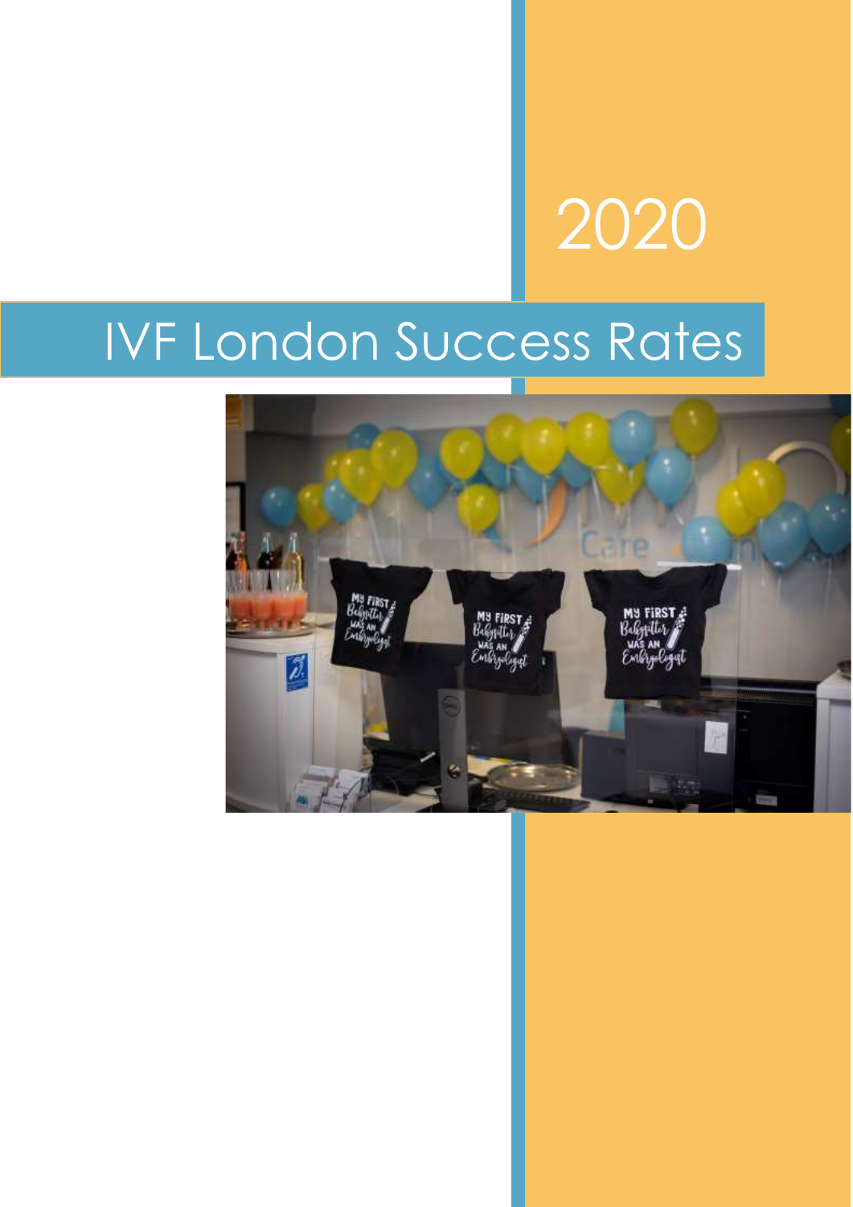2020

# IVF London Success Rates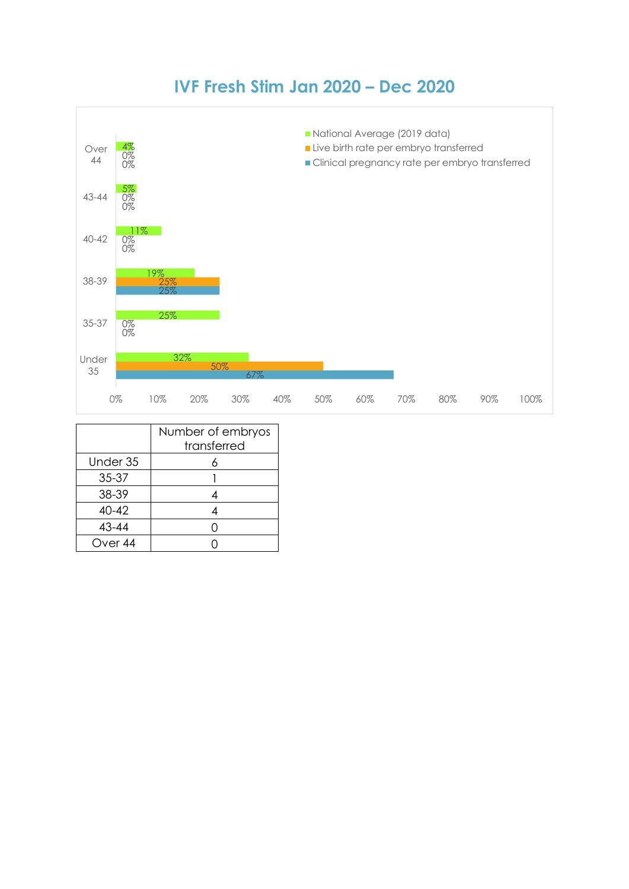# IVF Fresh Stim Jan 2020 – Dec 2020

| Age group | National Average (2019 data) | Live birth rate per embryo transferred | Clinical pregnancy rate per embryo transferred |
|---|---|---|---|
| Over 44 | 4% | 0% | 0% |
| 43-44 | 5% | 0% | 0% |
| 40-42 | 11% | 0% | 0% |
| 38-39 | 19% | 25% | 25% |
| 35-37 | 25% | 0% | 0% |
| Under 35 | 32% | 50% | 67% |

| | Number of embryos transferred |
|---|---|
| Under 35 | 6 |
| 35-37 | 1 |
| 38-39 | 4 |
| 40-42 | 4 |
| 43-44 | 0 |
| Over 44 | 0 |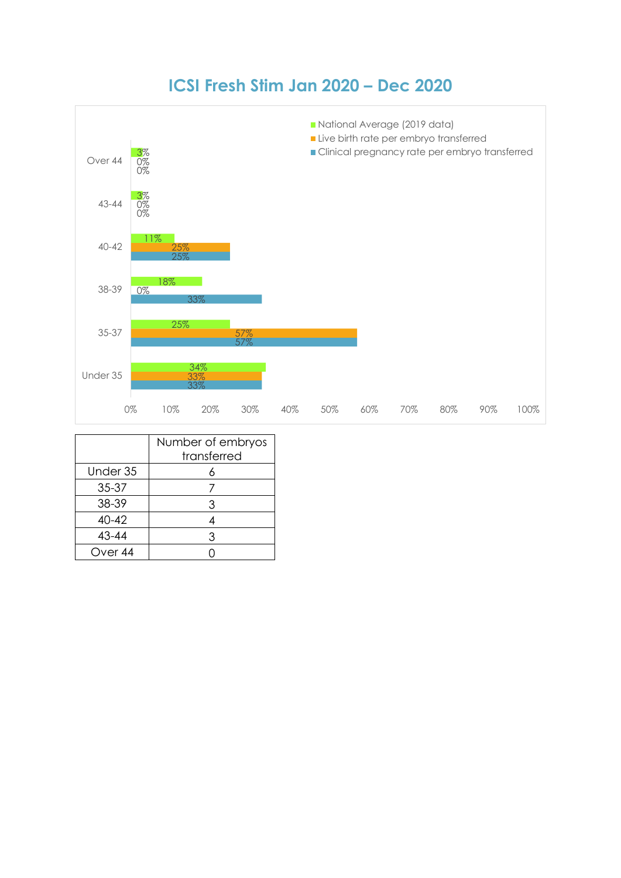# ICSI Fresh Stim Jan 2020 – Dec 2020

| Age group | National Average (2019 data) | Live birth rate per embryo transferred | Clinical pregnancy rate per embryo transferred |
|---|---|---|---|
| Over 44 | 3% | 0% | 0% |
| 43-44 | 3% | 0% | 0% |
| 40-42 | 11% | 25% | 25% |
| 38-39 | 18% | 0% | 33% |
| 35-37 | 25% | 57% | 57% |
| Under 35 | 34% | 33% | 33% |

| | Number of embryos transferred |
|---|---|
| Under 35 | 6 |
| 35-37 | 7 |
| 38-39 | 3 |
| 40-42 | 4 |
| 43-44 | 3 |
| Over 44 | 0 |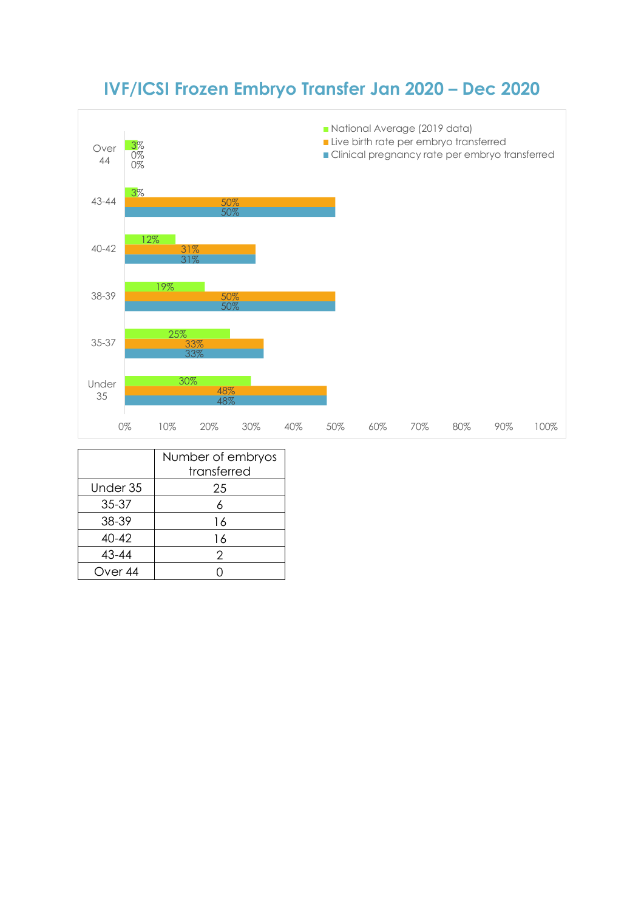# IVF/ICSI Frozen Embryo Transfer Jan 2020 – Dec 2020

| Age group | National Average (2019 data) | Live birth rate per embryo transferred | Clinical pregnancy rate per embryo transferred |
|---|---|---|---|
| Over 44 | 3% | 0% | 0% |
| 43-44 | 3% | 50% | 50% |
| 40-42 | 12% | 31% | 31% |
| 38-39 | 19% | 50% | 50% |
| 35-37 | 25% | 33% | 33% |
| Under 35 | 30% | 48% | 48% |

| | Number of embryos transferred |
|---|---|
| Under 35 | 25 |
| 35-37 | 6 |
| 38-39 | 16 |
| 40-42 | 16 |
| 43-44 | 2 |
| Over 44 | 0 |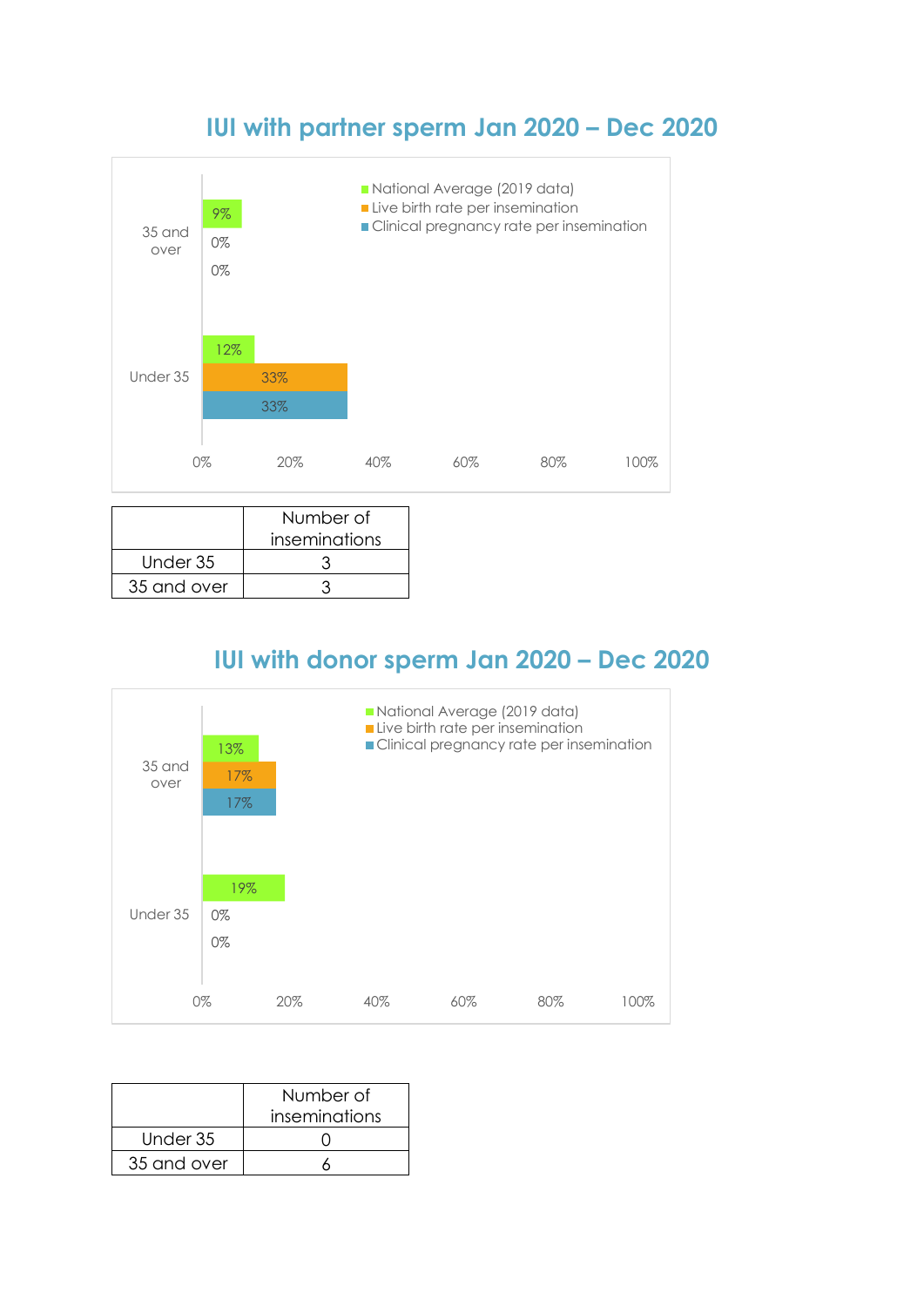## IUI with partner sperm Jan 2020 – Dec 2020

| | National Average (2019 data) | Live birth rate per insemination | Clinical pregnancy rate per insemination |
|---|---|---|---|
| 35 and over | 9% | 0% | 0% |
| Under 35 | 12% | 33% | 33% |

| | Number of inseminations |
|---|---|
| Under 35 | 3 |
| 35 and over | 3 |

## IUI with donor sperm Jan 2020 – Dec 2020

| | National Average (2019 data) | Live birth rate per insemination | Clinical pregnancy rate per insemination |
|---|---|---|---|
| 35 and over | 13% | 17% | 17% |
| Under 35 | 19% | 0% | 0% |

| | Number of inseminations |
|---|---|
| Under 35 | 0 |
| 35 and over | 6 |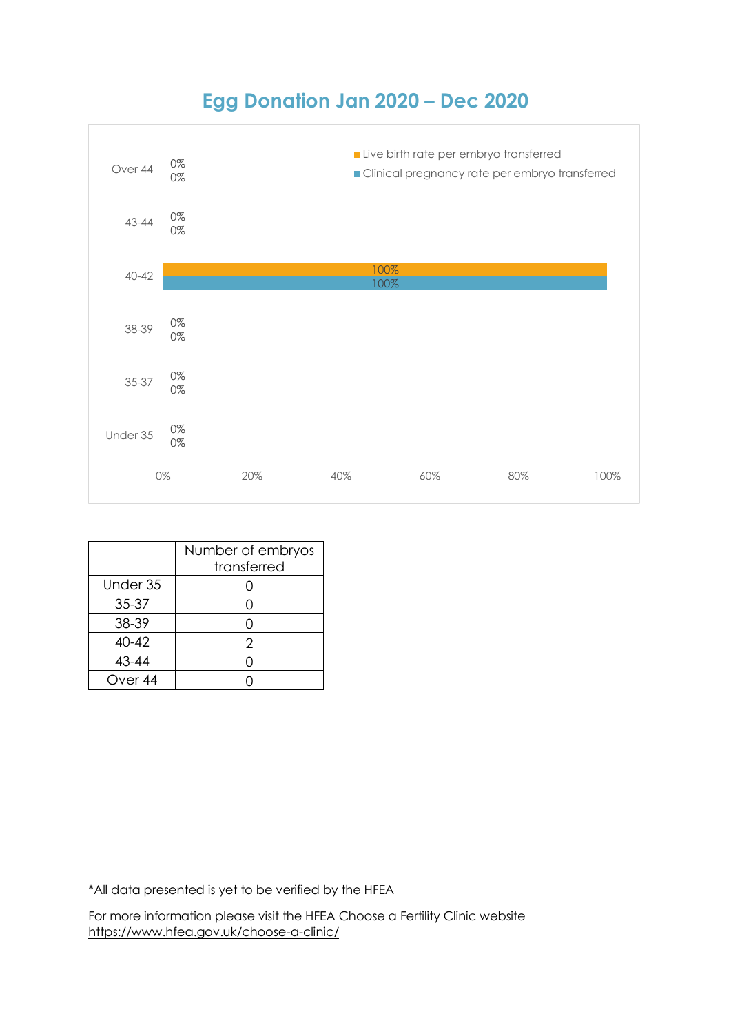# Egg Donation Jan 2020 – Dec 2020

Live birth rate per embryo transferred
Clinical pregnancy rate per embryo transferred

Over 44
0%
0%

43-44
0%
0%

40-42
100%
100%

38-39
0%
0%

35-37
0%
0%

Under 35
0%
0%

0% 20% 40% 60% 80% 100%

| | Number of embryos transferred |
|---|---|
| Under 35 | 0 |
| 35-37 | 0 |
| 38-39 | 0 |
| 40-42 | 2 |
| 43-44 | 0 |
| Over 44 | 0 |

*All data presented is yet to be verified by the HFEA

For more information please visit the HFEA Choose a Fertility Clinic website
https://www.hfea.gov.uk/choose-a-clinic/